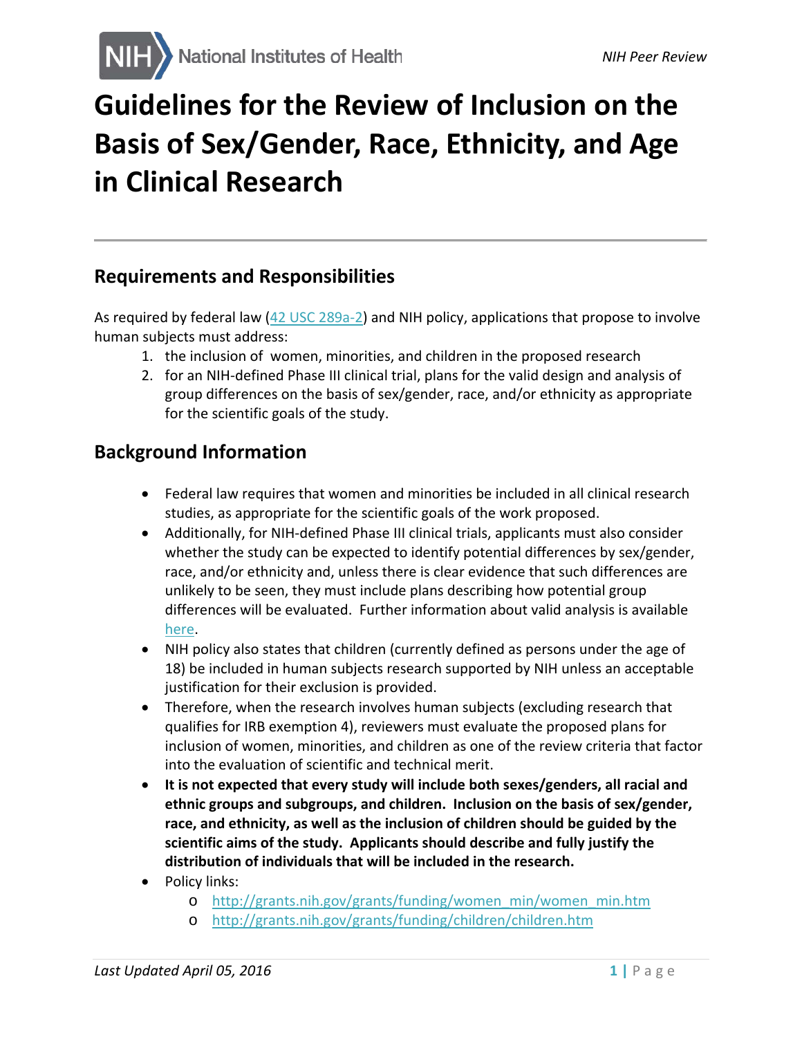# Guidelines for the Review of Inclusion on the Basis of Sex/Gender, Race, Ethnicity, and Age in Clinical Research

## Requirements and Responsibilities

As required by federal law (42 USC 289a-2) and NIH policy, applications that propose to involve human subjects must address:

1. the inclusion of women, minorities, and children in the proposed research
2. for an NIH-defined Phase III clinical trial, plans for the valid design and analysis of group differences on the basis of sex/gender, race, and/or ethnicity as appropriate for the scientific goals of the study.

## Background Information

- Federal law requires that women and minorities be included in all clinical research studies, as appropriate for the scientific goals of the work proposed.
- Additionally, for NIH-defined Phase III clinical trials, applicants must also consider whether the study can be expected to identify potential differences by sex/gender, race, and/or ethnicity and, unless there is clear evidence that such differences are unlikely to be seen, they must include plans describing how potential group differences will be evaluated. Further information about valid analysis is available here.
- NIH policy also states that children (currently defined as persons under the age of 18) be included in human subjects research supported by NIH unless an acceptable justification for their exclusion is provided.
- Therefore, when the research involves human subjects (excluding research that qualifies for IRB exemption 4), reviewers must evaluate the proposed plans for inclusion of women, minorities, and children as one of the review criteria that factor into the evaluation of scientific and technical merit.
- **It is not expected that every study will include both sexes/genders, all racial and ethnic groups and subgroups, and children. Inclusion on the basis of sex/gender, race, and ethnicity, as well as the inclusion of children should be guided by the scientific aims of the study. Applicants should describe and fully justify the distribution of individuals that will be included in the research.**
- Policy links:
  - http://grants.nih.gov/grants/funding/women_min/women_min.htm
  - http://grants.nih.gov/grants/funding/children/children.htm

*Last Updated April 05, 2016*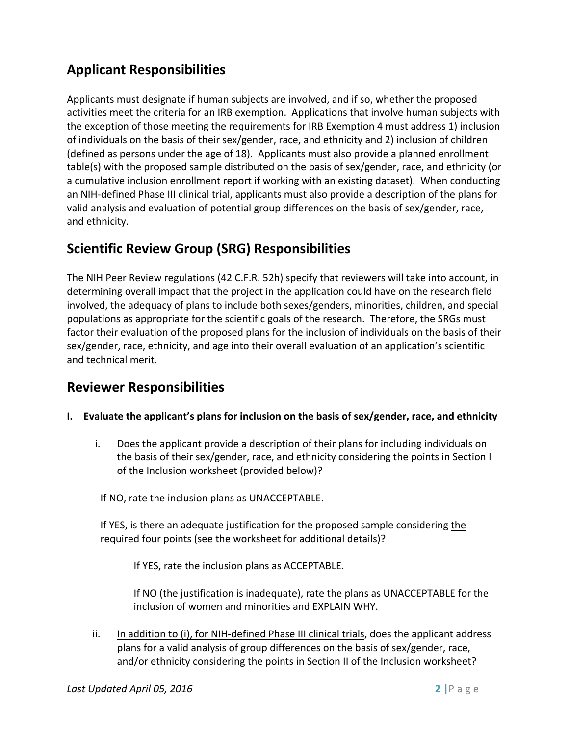## Applicant Responsibilities

Applicants must designate if human subjects are involved, and if so, whether the proposed activities meet the criteria for an IRB exemption. Applications that involve human subjects with the exception of those meeting the requirements for IRB Exemption 4 must address 1) inclusion of individuals on the basis of their sex/gender, race, and ethnicity and 2) inclusion of children (defined as persons under the age of 18). Applicants must also provide a planned enrollment table(s) with the proposed sample distributed on the basis of sex/gender, race, and ethnicity (or a cumulative inclusion enrollment report if working with an existing dataset). When conducting an NIH-defined Phase III clinical trial, applicants must also provide a description of the plans for valid analysis and evaluation of potential group differences on the basis of sex/gender, race, and ethnicity.

## Scientific Review Group (SRG) Responsibilities

The NIH Peer Review regulations (42 C.F.R. 52h) specify that reviewers will take into account, in determining overall impact that the project in the application could have on the research field involved, the adequacy of plans to include both sexes/genders, minorities, children, and special populations as appropriate for the scientific goals of the research. Therefore, the SRGs must factor their evaluation of the proposed plans for the inclusion of individuals on the basis of their sex/gender, race, ethnicity, and age into their overall evaluation of an application's scientific and technical merit.

## Reviewer Responsibilities

**I. Evaluate the applicant's plans for inclusion on the basis of sex/gender, race, and ethnicity**

i. Does the applicant provide a description of their plans for including individuals on the basis of their sex/gender, race, and ethnicity considering the points in Section I of the Inclusion worksheet (provided below)?

If NO, rate the inclusion plans as UNACCEPTABLE.

If YES, is there an adequate justification for the proposed sample considering the required four points (see the worksheet for additional details)?

If YES, rate the inclusion plans as ACCEPTABLE.

If NO (the justification is inadequate), rate the plans as UNACCEPTABLE for the inclusion of women and minorities and EXPLAIN WHY.

ii. In addition to (i), for NIH-defined Phase III clinical trials, does the applicant address plans for a valid analysis of group differences on the basis of sex/gender, race, and/or ethnicity considering the points in Section II of the Inclusion worksheet?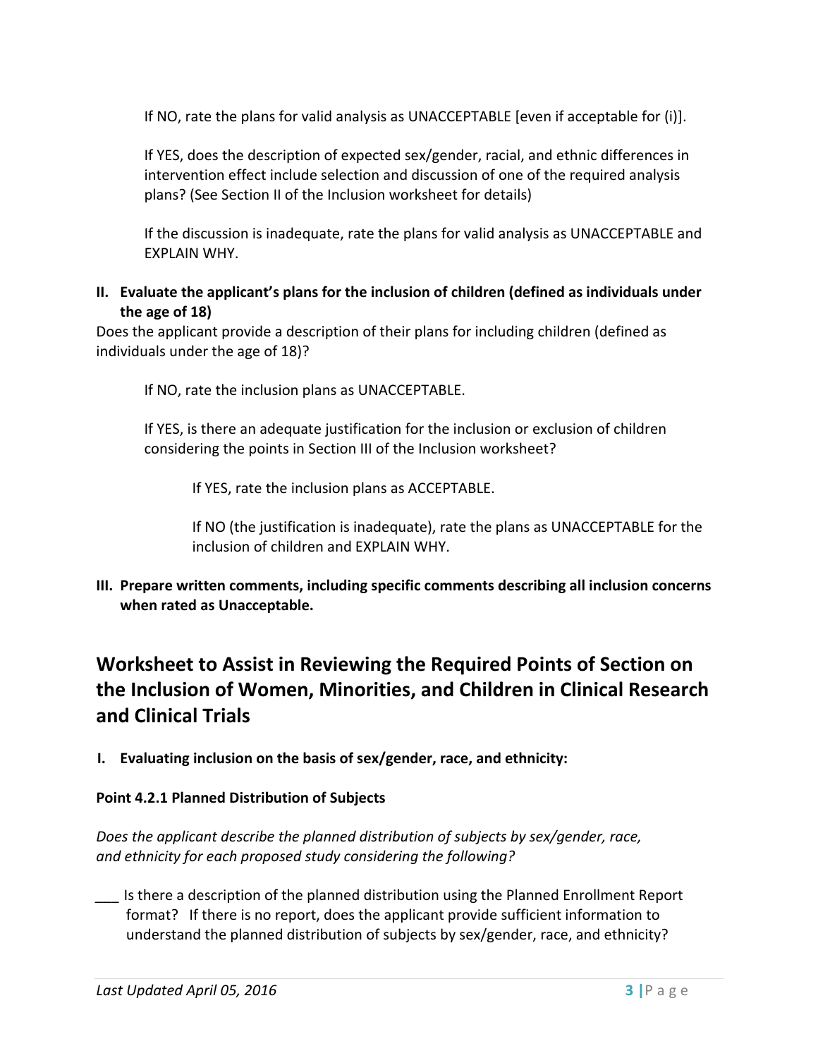If NO, rate the plans for valid analysis as UNACCEPTABLE [even if acceptable for (i)].

If YES, does the description of expected sex/gender, racial, and ethnic differences in intervention effect include selection and discussion of one of the required analysis plans? (See Section II of the Inclusion worksheet for details)

If the discussion is inadequate, rate the plans for valid analysis as UNACCEPTABLE and EXPLAIN WHY.

**II. Evaluate the applicant's plans for the inclusion of children (defined as individuals under the age of 18)**

Does the applicant provide a description of their plans for including children (defined as individuals under the age of 18)?

If NO, rate the inclusion plans as UNACCEPTABLE.

If YES, is there an adequate justification for the inclusion or exclusion of children considering the points in Section III of the Inclusion worksheet?

If YES, rate the inclusion plans as ACCEPTABLE.

If NO (the justification is inadequate), rate the plans as UNACCEPTABLE for the inclusion of children and EXPLAIN WHY.

**III. Prepare written comments, including specific comments describing all inclusion concerns when rated as Unacceptable.**

## Worksheet to Assist in Reviewing the Required Points of Section on the Inclusion of Women, Minorities, and Children in Clinical Research and Clinical Trials

**I. Evaluating inclusion on the basis of sex/gender, race, and ethnicity:**

**Point 4.2.1 Planned Distribution of Subjects**

*Does the applicant describe the planned distribution of subjects by sex/gender, race, and ethnicity for each proposed study considering the following?*

___ Is there a description of the planned distribution using the Planned Enrollment Report format? If there is no report, does the applicant provide sufficient information to understand the planned distribution of subjects by sex/gender, race, and ethnicity?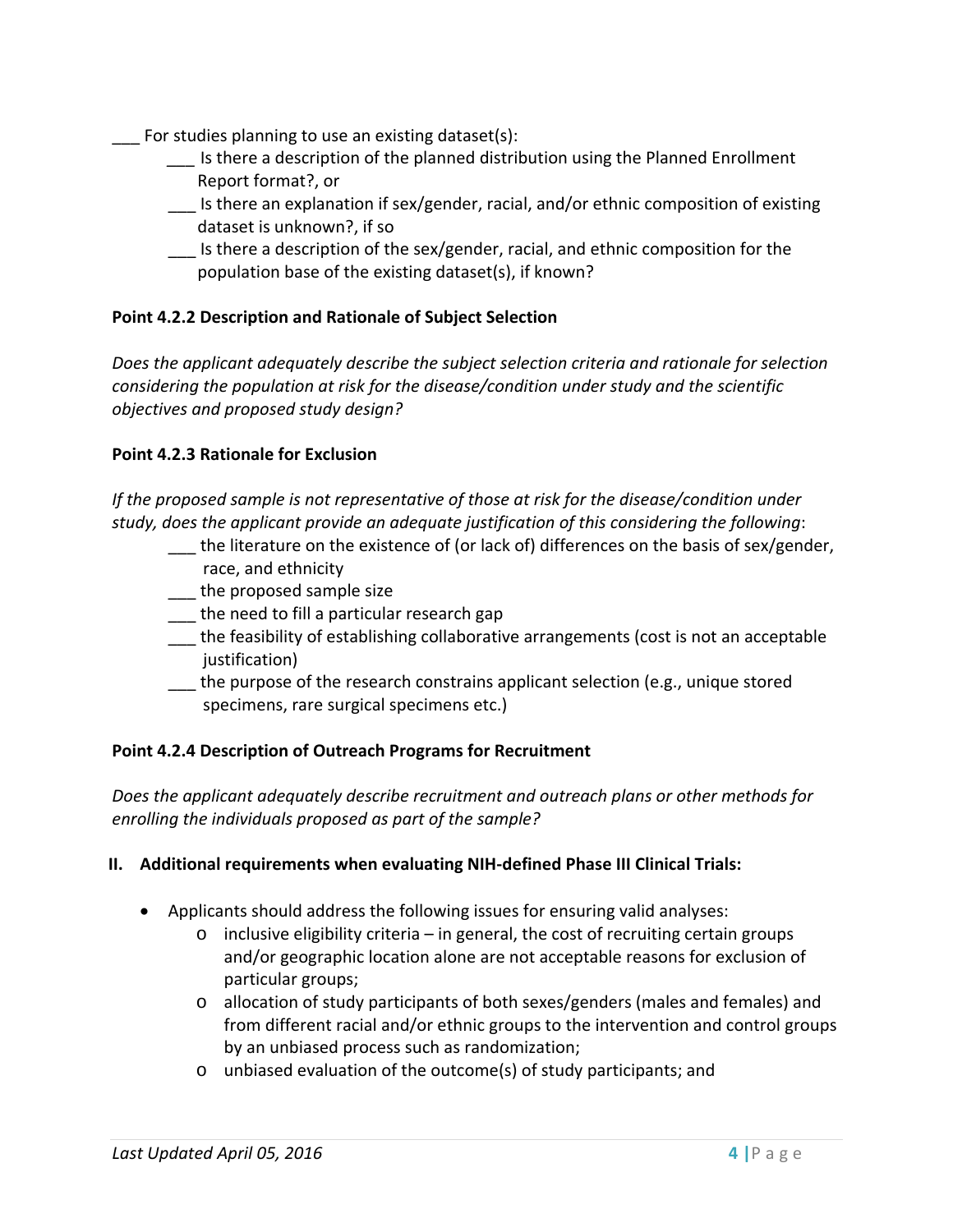___ For studies planning to use an existing dataset(s):

- ___ Is there a description of the planned distribution using the Planned Enrollment Report format?, or
- ___ Is there an explanation if sex/gender, racial, and/or ethnic composition of existing dataset is unknown?, if so
- ___ Is there a description of the sex/gender, racial, and ethnic composition for the population base of the existing dataset(s), if known?

**Point 4.2.2 Description and Rationale of Subject Selection**

*Does the applicant adequately describe the subject selection criteria and rationale for selection considering the population at risk for the disease/condition under study and the scientific objectives and proposed study design?*

**Point 4.2.3 Rationale for Exclusion**

*If the proposed sample is not representative of those at risk for the disease/condition under study, does the applicant provide an adequate justification of this considering the following*:

- ___ the literature on the existence of (or lack of) differences on the basis of sex/gender, race, and ethnicity
- ___ the proposed sample size
- ___ the need to fill a particular research gap
- ___ the feasibility of establishing collaborative arrangements (cost is not an acceptable justification)
- ___ the purpose of the research constrains applicant selection (e.g., unique stored specimens, rare surgical specimens etc.)

**Point 4.2.4 Description of Outreach Programs for Recruitment**

*Does the applicant adequately describe recruitment and outreach plans or other methods for enrolling the individuals proposed as part of the sample?*

## II. Additional requirements when evaluating NIH-defined Phase III Clinical Trials:

- Applicants should address the following issues for ensuring valid analyses:
  - inclusive eligibility criteria – in general, the cost of recruiting certain groups and/or geographic location alone are not acceptable reasons for exclusion of particular groups;
  - allocation of study participants of both sexes/genders (males and females) and from different racial and/or ethnic groups to the intervention and control groups by an unbiased process such as randomization;
  - unbiased evaluation of the outcome(s) of study participants; and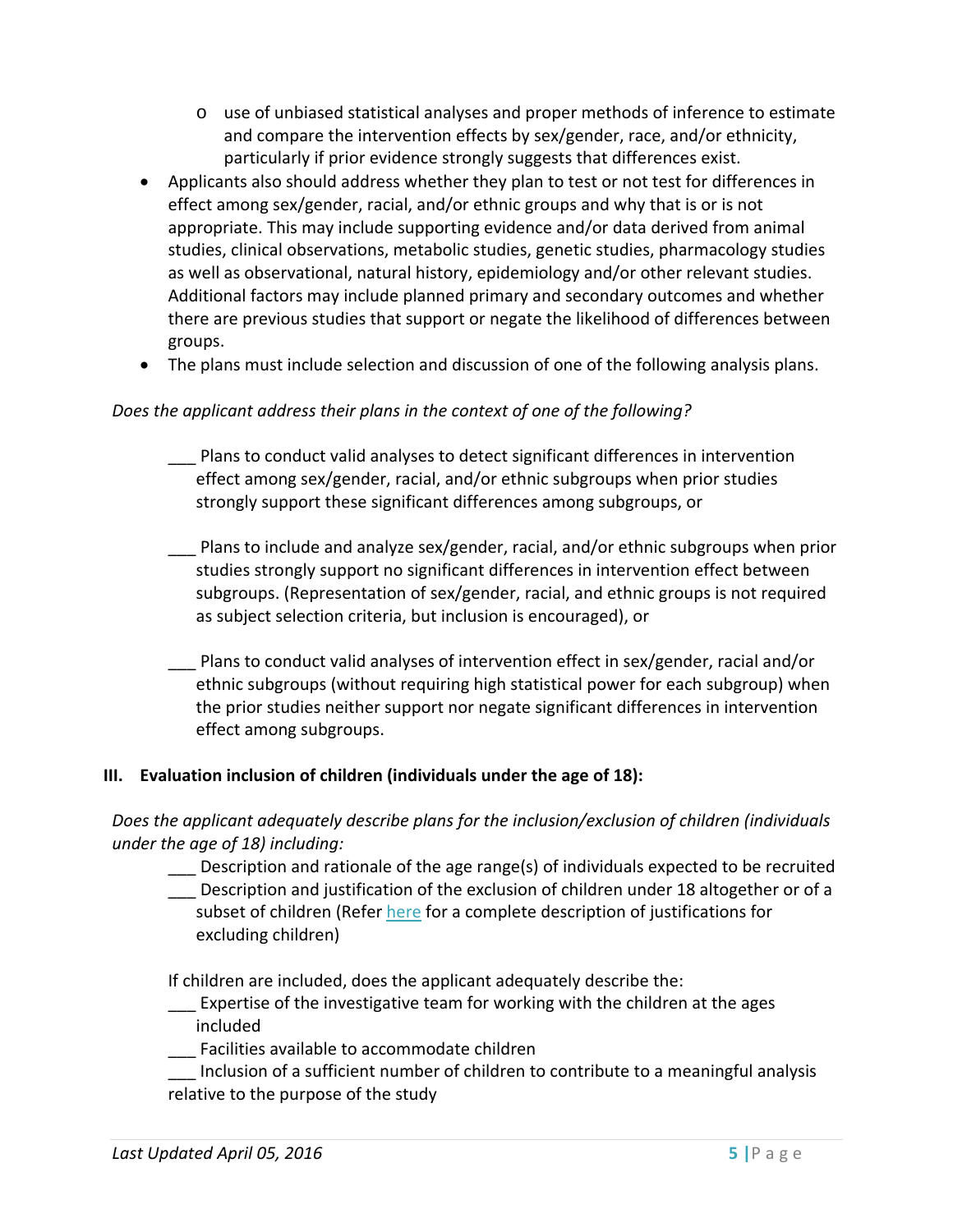- use of unbiased statistical analyses and proper methods of inference to estimate and compare the intervention effects by sex/gender, race, and/or ethnicity, particularly if prior evidence strongly suggests that differences exist.
- Applicants also should address whether they plan to test or not test for differences in effect among sex/gender, racial, and/or ethnic groups and why that is or is not appropriate. This may include supporting evidence and/or data derived from animal studies, clinical observations, metabolic studies, genetic studies, pharmacology studies as well as observational, natural history, epidemiology and/or other relevant studies. Additional factors may include planned primary and secondary outcomes and whether there are previous studies that support or negate the likelihood of differences between groups.
- The plans must include selection and discussion of one of the following analysis plans.

*Does the applicant address their plans in the context of one of the following?*

___ Plans to conduct valid analyses to detect significant differences in intervention effect among sex/gender, racial, and/or ethnic subgroups when prior studies strongly support these significant differences among subgroups, or

___ Plans to include and analyze sex/gender, racial, and/or ethnic subgroups when prior studies strongly support no significant differences in intervention effect between subgroups. (Representation of sex/gender, racial, and ethnic groups is not required as subject selection criteria, but inclusion is encouraged), or

___ Plans to conduct valid analyses of intervention effect in sex/gender, racial and/or ethnic subgroups (without requiring high statistical power for each subgroup) when the prior studies neither support nor negate significant differences in intervention effect among subgroups.

**III. Evaluation inclusion of children (individuals under the age of 18):**

*Does the applicant adequately describe plans for the inclusion/exclusion of children (individuals under the age of 18) including:*

___ Description and rationale of the age range(s) of individuals expected to be recruited

___ Description and justification of the exclusion of children under 18 altogether or of a subset of children (Refer here for a complete description of justifications for excluding children)

If children are included, does the applicant adequately describe the:

___ Expertise of the investigative team for working with the children at the ages included

___ Facilities available to accommodate children

___ Inclusion of a sufficient number of children to contribute to a meaningful analysis relative to the purpose of the study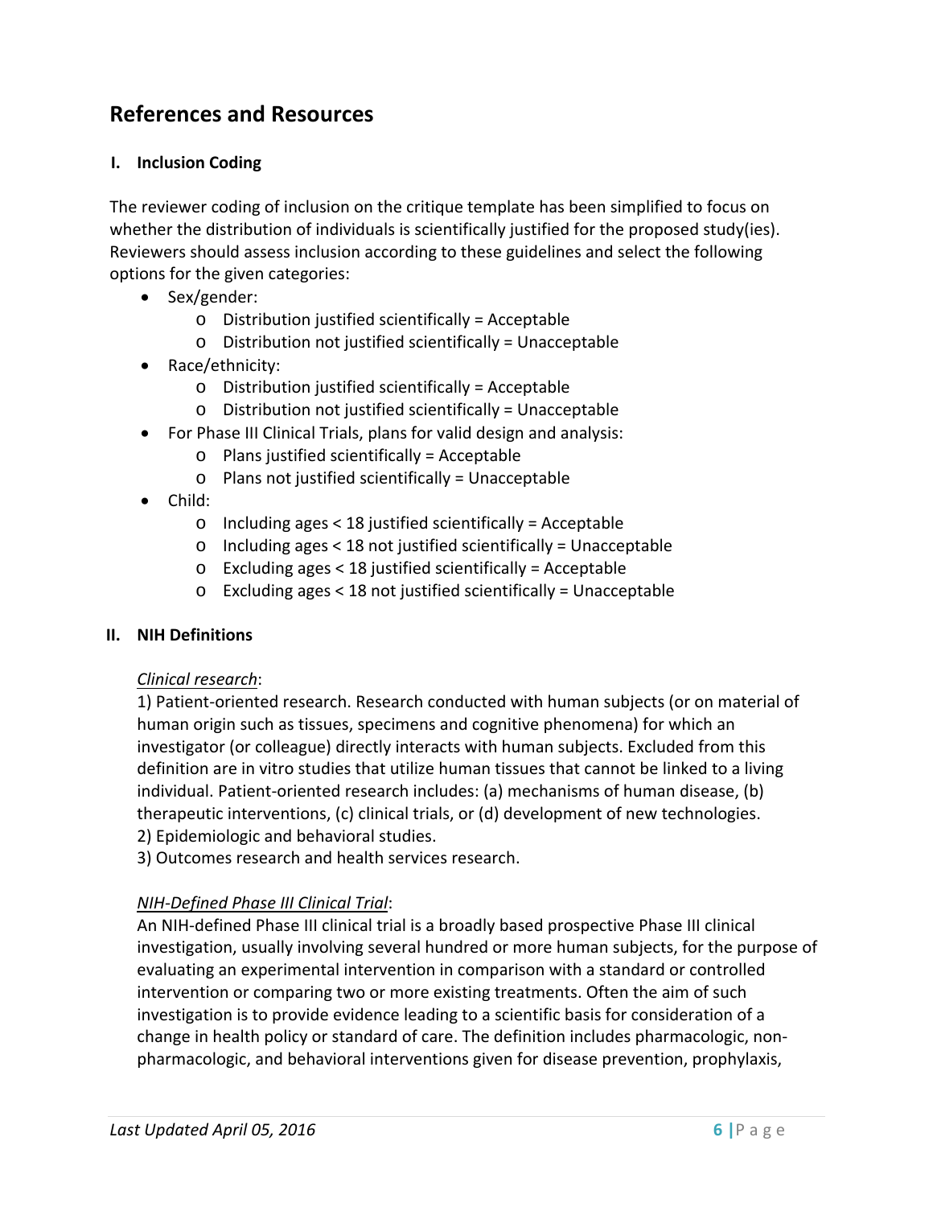## References and Resources

### I. Inclusion Coding

The reviewer coding of inclusion on the critique template has been simplified to focus on whether the distribution of individuals is scientifically justified for the proposed study(ies). Reviewers should assess inclusion according to these guidelines and select the following options for the given categories:

- Sex/gender:
  - Distribution justified scientifically = Acceptable
  - Distribution not justified scientifically = Unacceptable
- Race/ethnicity:
  - Distribution justified scientifically = Acceptable
  - Distribution not justified scientifically = Unacceptable
- For Phase III Clinical Trials, plans for valid design and analysis:
  - Plans justified scientifically = Acceptable
  - Plans not justified scientifically = Unacceptable
- Child:
  - Including ages < 18 justified scientifically = Acceptable
  - Including ages < 18 not justified scientifically = Unacceptable
  - Excluding ages < 18 justified scientifically = Acceptable
  - Excluding ages < 18 not justified scientifically = Unacceptable

### II. NIH Definitions

*Clinical research*:
1) Patient-oriented research. Research conducted with human subjects (or on material of human origin such as tissues, specimens and cognitive phenomena) for which an investigator (or colleague) directly interacts with human subjects. Excluded from this definition are in vitro studies that utilize human tissues that cannot be linked to a living individual. Patient-oriented research includes: (a) mechanisms of human disease, (b) therapeutic interventions, (c) clinical trials, or (d) development of new technologies.
2) Epidemiologic and behavioral studies.
3) Outcomes research and health services research.

*NIH-Defined Phase III Clinical Trial*:
An NIH-defined Phase III clinical trial is a broadly based prospective Phase III clinical investigation, usually involving several hundred or more human subjects, for the purpose of evaluating an experimental intervention in comparison with a standard or controlled intervention or comparing two or more existing treatments. Often the aim of such investigation is to provide evidence leading to a scientific basis for consideration of a change in health policy or standard of care. The definition includes pharmacologic, non-pharmacologic, and behavioral interventions given for disease prevention, prophylaxis,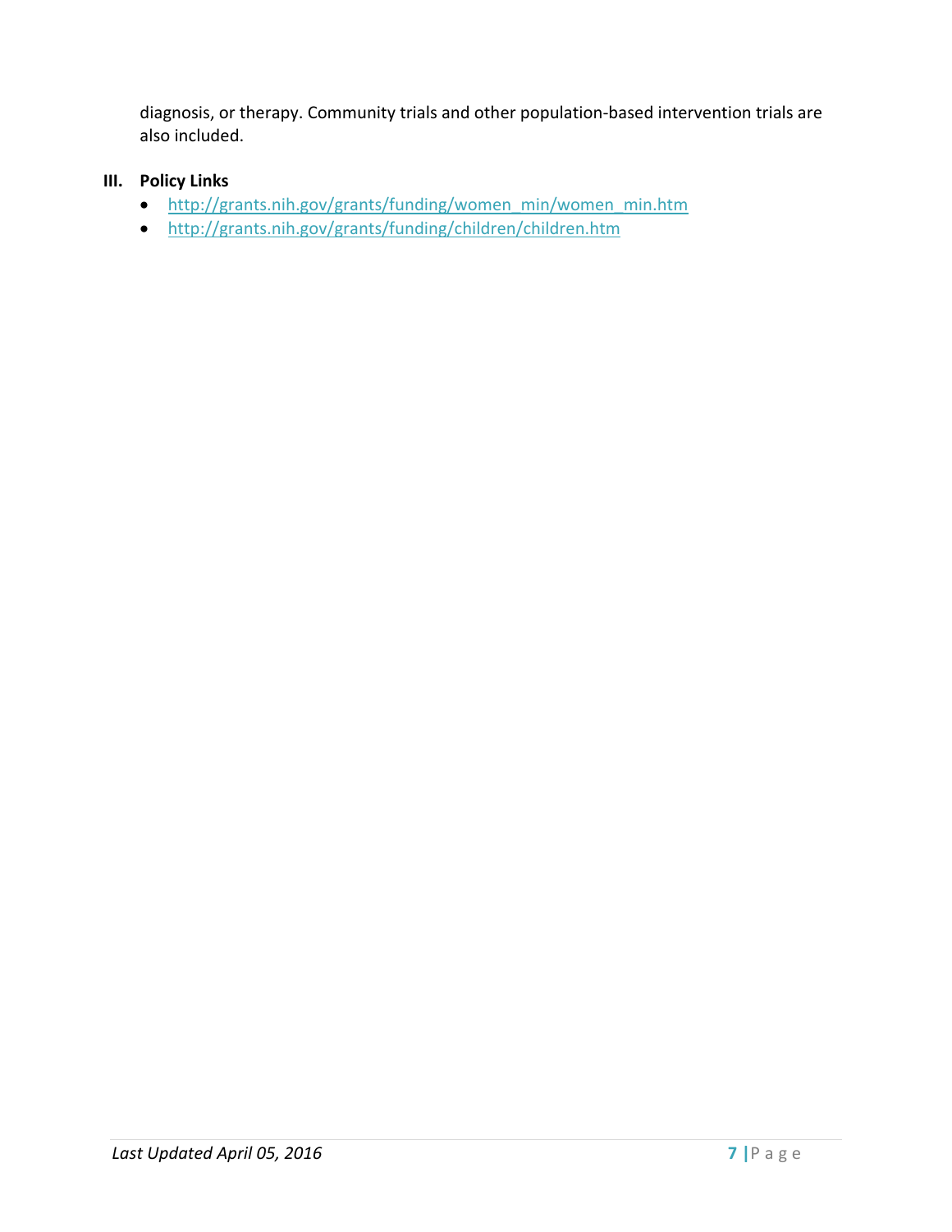diagnosis, or therapy. Community trials and other population-based intervention trials are also included.

## III. Policy Links

- http://grants.nih.gov/grants/funding/women_min/women_min.htm
- http://grants.nih.gov/grants/funding/children/children.htm